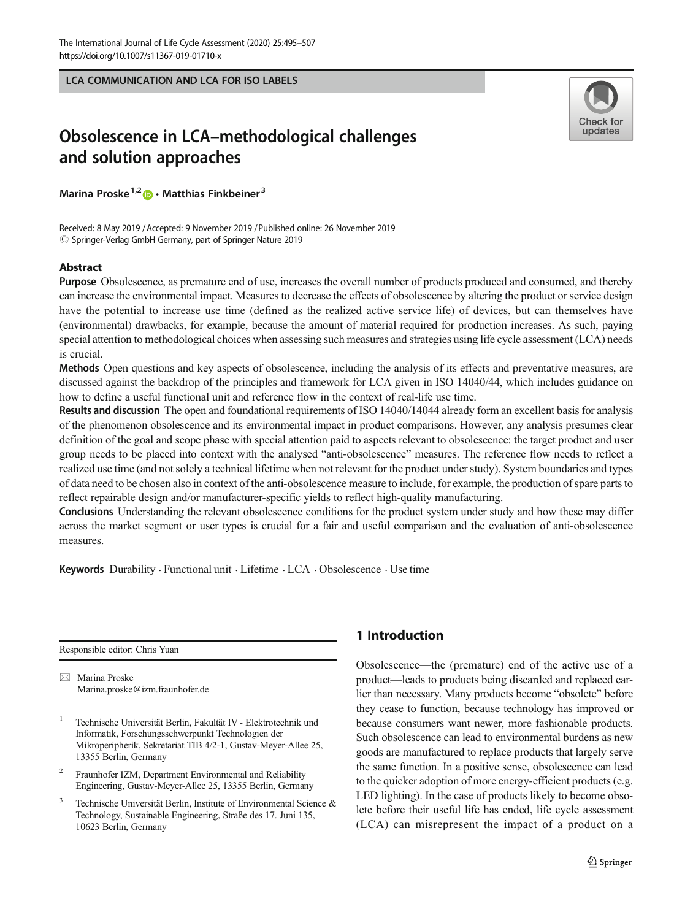LCA COMMUNICATION AND LCA FOR ISO LABELS

# Obsolescence in LCA–methodological challenges and solution approaches

**Marina Proske**[1,2] **· Matthias Finkbeiner**[3]

Received: 8 May 2019 / Accepted: 9 November 2019 / Published online: 26 November 2019
© Springer-Verlag GmbH Germany, part of Springer Nature 2019

## Abstract

**Purpose** Obsolescence, as premature end of use, increases the overall number of products produced and consumed, and thereby can increase the environmental impact. Measures to decrease the effects of obsolescence by altering the product or service design have the potential to increase use time (defined as the realized active service life) of devices, but can themselves have (environmental) drawbacks, for example, because the amount of material required for production increases. As such, paying special attention to methodological choices when assessing such measures and strategies using life cycle assessment (LCA) needs is crucial.

**Methods** Open questions and key aspects of obsolescence, including the analysis of its effects and preventative measures, are discussed against the backdrop of the principles and framework for LCA given in ISO 14040/44, which includes guidance on how to define a useful functional unit and reference flow in the context of real-life use time.

**Results and discussion** The open and foundational requirements of ISO 14040/14044 already form an excellent basis for analysis of the phenomenon obsolescence and its environmental impact in product comparisons. However, any analysis presumes clear definition of the goal and scope phase with special attention paid to aspects relevant to obsolescence: the target product and user group needs to be placed into context with the analysed "anti-obsolescence" measures. The reference flow needs to reflect a realized use time (and not solely a technical lifetime when not relevant for the product under study). System boundaries and types of data need to be chosen also in context of the anti-obsolescence measure to include, for example, the production of spare parts to reflect repairable design and/or manufacturer-specific yields to reflect high-quality manufacturing.

**Conclusions** Understanding the relevant obsolescence conditions for the product system under study and how these may differ across the market segment or user types is crucial for a fair and useful comparison and the evaluation of anti-obsolescence measures.

**Keywords** Durability · Functional unit · Lifetime · LCA · Obsolescence · Use time

Responsible editor: Chris Yuan

✉ Marina Proske
Marina.proske@izm.fraunhofer.de

1 Technische Universität Berlin, Fakultät IV - Elektrotechnik und Informatik, Forschungsschwerpunkt Technologien der Mikroperipherik, Sekretariat TIB 4/2-1, Gustav-Meyer-Allee 25, 13355 Berlin, Germany

2 Fraunhofer IZM, Department Environmental and Reliability Engineering, Gustav-Meyer-Allee 25, 13355 Berlin, Germany

3 Technische Universität Berlin, Institute of Environmental Science & Technology, Sustainable Engineering, Straße des 17. Juni 135, 10623 Berlin, Germany

## 1 Introduction

Obsolescence—the (premature) end of the active use of a product—leads to products being discarded and replaced earlier than necessary. Many products become "obsolete" before they cease to function, because technology has improved or because consumers want newer, more fashionable products. Such obsolescence can lead to environmental burdens as new goods are manufactured to replace products that largely serve the same function. In a positive sense, obsolescence can lead to the quicker adoption of more energy-efficient products (e.g. LED lighting). In the case of products likely to become obsolete before their useful life has ended, life cycle assessment (LCA) can misrepresent the impact of a product on a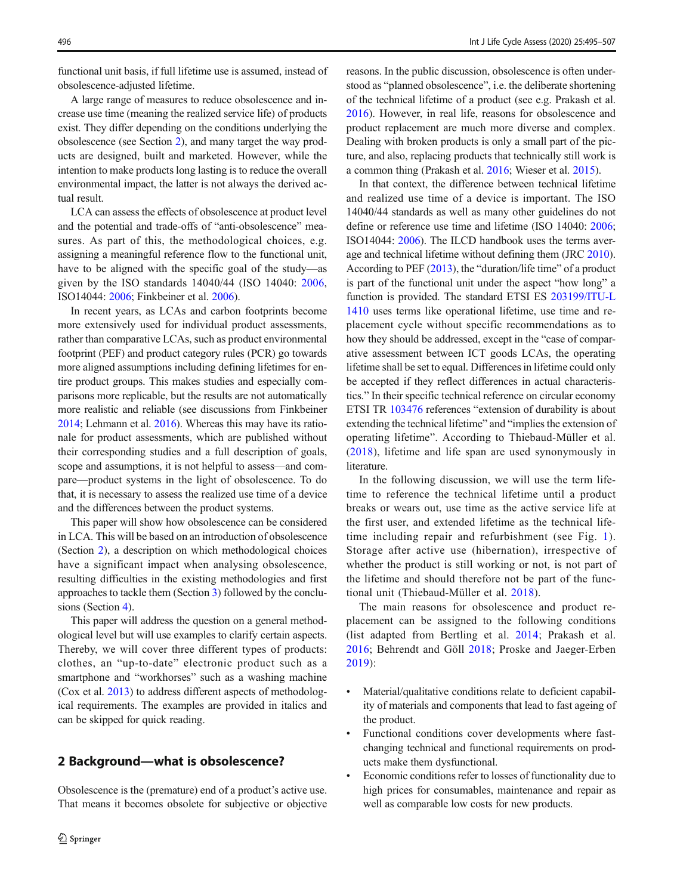functional unit basis, if full lifetime use is assumed, instead of obsolescence-adjusted lifetime.

A large range of measures to reduce obsolescence and increase use time (meaning the realized service life) of products exist. They differ depending on the conditions underlying the obsolescence (see Section 2), and many target the way products are designed, built and marketed. However, while the intention to make products long lasting is to reduce the overall environmental impact, the latter is not always the derived actual result.

LCA can assess the effects of obsolescence at product level and the potential and trade-offs of "anti-obsolescence" measures. As part of this, the methodological choices, e.g. assigning a meaningful reference flow to the functional unit, have to be aligned with the specific goal of the study—as given by the ISO standards 14040/44 (ISO 14040: 2006, ISO14044: 2006; Finkbeiner et al. 2006).

In recent years, as LCAs and carbon footprints become more extensively used for individual product assessments, rather than comparative LCAs, such as product environmental footprint (PEF) and product category rules (PCR) go towards more aligned assumptions including defining lifetimes for entire product groups. This makes studies and especially comparisons more replicable, but the results are not automatically more realistic and reliable (see discussions from Finkbeiner 2014; Lehmann et al. 2016). Whereas this may have its rationale for product assessments, which are published without their corresponding studies and a full description of goals, scope and assumptions, it is not helpful to assess—and compare—product systems in the light of obsolescence. To do that, it is necessary to assess the realized use time of a device and the differences between the product systems.

This paper will show how obsolescence can be considered in LCA. This will be based on an introduction of obsolescence (Section 2), a description on which methodological choices have a significant impact when analysing obsolescence, resulting difficulties in the existing methodologies and first approaches to tackle them (Section 3) followed by the conclusions (Section 4).

This paper will address the question on a general methodological level but will use examples to clarify certain aspects. Thereby, we will cover three different types of products: clothes, an "up-to-date" electronic product such as a smartphone and "workhorses" such as a washing machine (Cox et al. 2013) to address different aspects of methodological requirements. The examples are provided in italics and can be skipped for quick reading.

## 2 Background—what is obsolescence?

Obsolescence is the (premature) end of a product's active use. That means it becomes obsolete for subjective or objective reasons. In the public discussion, obsolescence is often understood as "planned obsolescence", i.e. the deliberate shortening of the technical lifetime of a product (see e.g. Prakash et al. 2016). However, in real life, reasons for obsolescence and product replacement are much more diverse and complex. Dealing with broken products is only a small part of the picture, and also, replacing products that technically still work is a common thing (Prakash et al. 2016; Wieser et al. 2015).

In that context, the difference between technical lifetime and realized use time of a device is important. The ISO 14040/44 standards as well as many other guidelines do not define or reference use time and lifetime (ISO 14040: 2006; ISO14044: 2006). The ILCD handbook uses the terms average and technical lifetime without defining them (JRC 2010). According to PEF (2013), the "duration/life time" of a product is part of the functional unit under the aspect "how long" a function is provided. The standard ETSI ES 203199/ITU-L 1410 uses terms like operational lifetime, use time and replacement cycle without specific recommendations as to how they should be addressed, except in the "case of comparative assessment between ICT goods LCAs, the operating lifetime shall be set to equal. Differences in lifetime could only be accepted if they reflect differences in actual characteristics." In their specific technical reference on circular economy ETSI TR 103476 references "extension of durability is about extending the technical lifetime" and "implies the extension of operating lifetime". According to Thiebaud-Müller et al. (2018), lifetime and life span are used synonymously in literature.

In the following discussion, we will use the term lifetime to reference the technical lifetime until a product breaks or wears out, use time as the active service life at the first user, and extended lifetime as the technical lifetime including repair and refurbishment (see Fig. 1). Storage after active use (hibernation), irrespective of whether the product is still working or not, is not part of the lifetime and should therefore not be part of the functional unit (Thiebaud-Müller et al. 2018).

The main reasons for obsolescence and product replacement can be assigned to the following conditions (list adapted from Bertling et al. 2014; Prakash et al. 2016; Behrendt and Göll 2018; Proske and Jaeger-Erben 2019):

- Material/qualitative conditions relate to deficient capability of materials and components that lead to fast ageing of the product.
- Functional conditions cover developments where fast-changing technical and functional requirements on products make them dysfunctional.
- Economic conditions refer to losses of functionality due to high prices for consumables, maintenance and repair as well as comparable low costs for new products.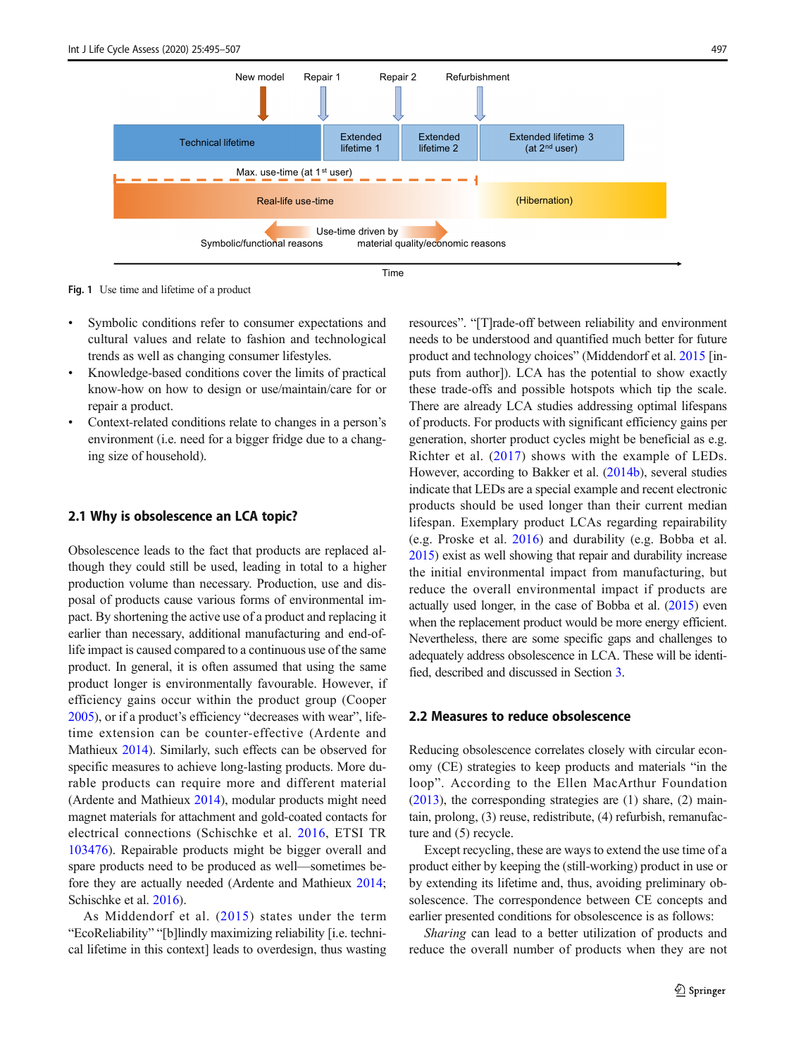Fig. 1 Use time and lifetime of a product

- Symbolic conditions refer to consumer expectations and cultural values and relate to fashion and technological trends as well as changing consumer lifestyles.
- Knowledge-based conditions cover the limits of practical know-how on how to design or use/maintain/care for or repair a product.
- Context-related conditions relate to changes in a person's environment (i.e. need for a bigger fridge due to a changing size of household).

## 2.1 Why is obsolescence an LCA topic?

Obsolescence leads to the fact that products are replaced although they could still be used, leading in total to a higher production volume than necessary. Production, use and disposal of products cause various forms of environmental impact. By shortening the active use of a product and replacing it earlier than necessary, additional manufacturing and end-of-life impact is caused compared to a continuous use of the same product. In general, it is often assumed that using the same product longer is environmentally favourable. However, if efficiency gains occur within the product group (Cooper 2005), or if a product's efficiency "decreases with wear", lifetime extension can be counter-effective (Ardente and Mathieux 2014). Similarly, such effects can be observed for specific measures to achieve long-lasting products. More durable products can require more and different material (Ardente and Mathieux 2014), modular products might need magnet materials for attachment and gold-coated contacts for electrical connections (Schischke et al. 2016, ETSI TR 103476). Repairable products might be bigger overall and spare products need to be produced as well—sometimes before they are actually needed (Ardente and Mathieux 2014; Schischke et al. 2016).

As Middendorf et al. (2015) states under the term "EcoReliability" "[b]lindly maximizing reliability [i.e. technical lifetime in this context] leads to overdesign, thus wasting resources". "[T]rade-off between reliability and environment needs to be understood and quantified much better for future product and technology choices" (Middendorf et al. 2015 [inputs from author]). LCA has the potential to show exactly these trade-offs and possible hotspots which tip the scale. There are already LCA studies addressing optimal lifespans of products. For products with significant efficiency gains per generation, shorter product cycles might be beneficial as e.g. Richter et al. (2017) shows with the example of LEDs. However, according to Bakker et al. (2014b), several studies indicate that LEDs are a special example and recent electronic products should be used longer than their current median lifespan. Exemplary product LCAs regarding repairability (e.g. Proske et al. 2016) and durability (e.g. Bobba et al. 2015) exist as well showing that repair and durability increase the initial environmental impact from manufacturing, but reduce the overall environmental impact if products are actually used longer, in the case of Bobba et al. (2015) even when the replacement product would be more energy efficient. Nevertheless, there are some specific gaps and challenges to adequately address obsolescence in LCA. These will be identified, described and discussed in Section 3.

## 2.2 Measures to reduce obsolescence

Reducing obsolescence correlates closely with circular economy (CE) strategies to keep products and materials "in the loop". According to the Ellen MacArthur Foundation (2013), the corresponding strategies are (1) share, (2) maintain, prolong, (3) reuse, redistribute, (4) refurbish, remanufacture and (5) recycle.

Except recycling, these are ways to extend the use time of a product either by keeping the (still-working) product in use or by extending its lifetime and, thus, avoiding preliminary obsolescence. The correspondence between CE concepts and earlier presented conditions for obsolescence is as follows:

*Sharing* can lead to a better utilization of products and reduce the overall number of products when they are not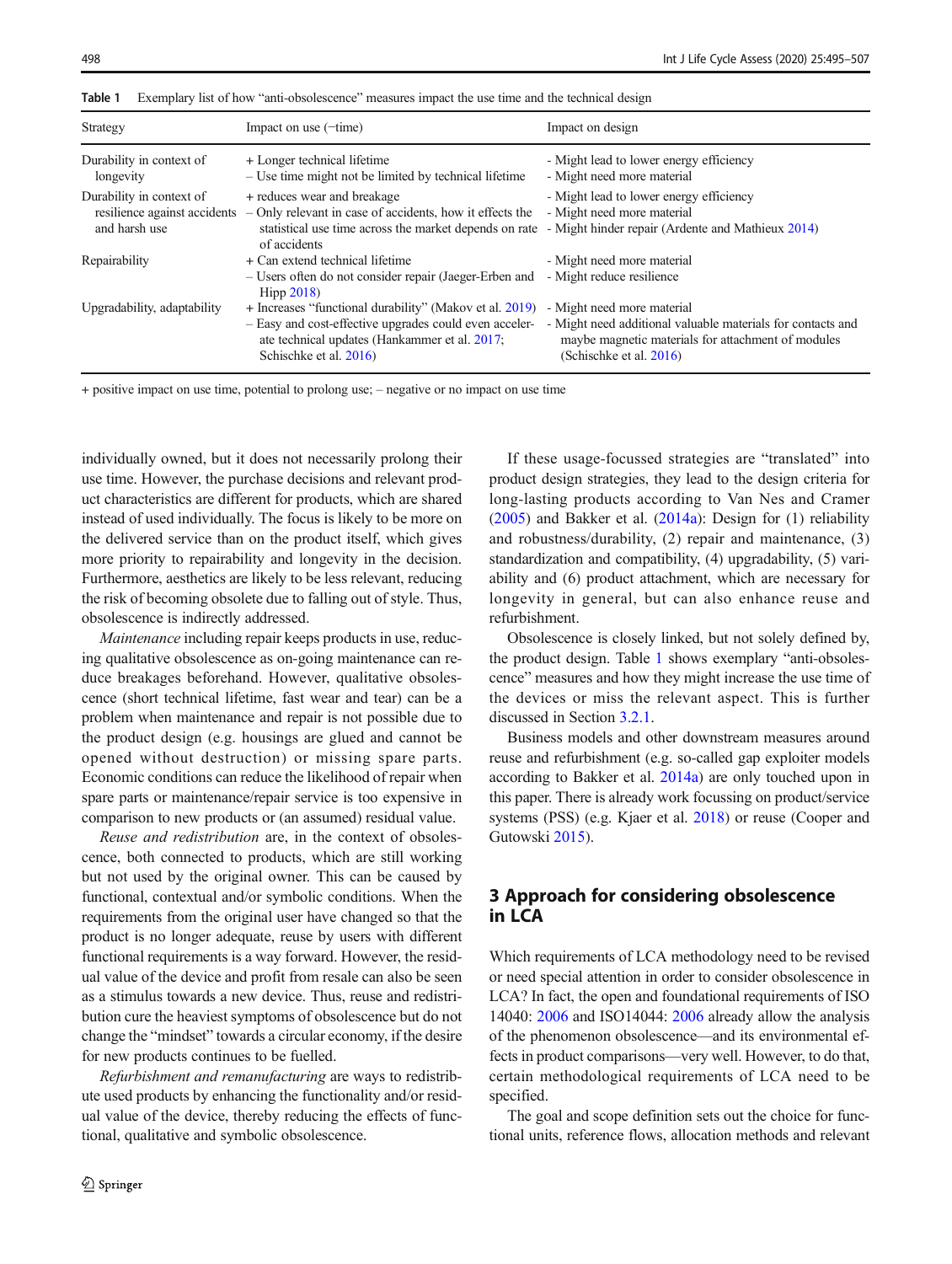Table 1 Exemplary list of how "anti-obsolescence" measures impact the use time and the technical design

| Strategy | Impact on use (−time) | Impact on design |
|---|---|---|
| Durability in context of longevity | + Longer technical lifetime<br>– Use time might not be limited by technical lifetime | - Might lead to lower energy efficiency<br>- Might need more material |
| Durability in context of resilience against accidents and harsh use | + reduces wear and breakage<br>– Only relevant in case of accidents, how it effects the statistical use time across the market depends on rate of accidents | - Might lead to lower energy efficiency<br>- Might need more material<br>- Might hinder repair (Ardente and Mathieux 2014) |
| Repairability | + Can extend technical lifetime<br>– Users often do not consider repair (Jaeger-Erben and Hipp 2018) | - Might need more material<br>- Might reduce resilience |
| Upgradability, adaptability | + Increases "functional durability" (Makov et al. 2019)<br>– Easy and cost-effective upgrades could even accelerate technical updates (Hankammer et al. 2017; Schischke et al. 2016) | - Might need more material<br>- Might need additional valuable materials for contacts and maybe magnetic materials for attachment of modules (Schischke et al. 2016) |

+ positive impact on use time, potential to prolong use; – negative or no impact on use time

individually owned, but it does not necessarily prolong their use time. However, the purchase decisions and relevant product characteristics are different for products, which are shared instead of used individually. The focus is likely to be more on the delivered service than on the product itself, which gives more priority to repairability and longevity in the decision. Furthermore, aesthetics are likely to be less relevant, reducing the risk of becoming obsolete due to falling out of style. Thus, obsolescence is indirectly addressed.

*Maintenance* including repair keeps products in use, reducing qualitative obsolescence as on-going maintenance can reduce breakages beforehand. However, qualitative obsolescence (short technical lifetime, fast wear and tear) can be a problem when maintenance and repair is not possible due to the product design (e.g. housings are glued and cannot be opened without destruction) or missing spare parts. Economic conditions can reduce the likelihood of repair when spare parts or maintenance/repair service is too expensive in comparison to new products or (an assumed) residual value.

*Reuse and redistribution* are, in the context of obsolescence, both connected to products, which are still working but not used by the original owner. This can be caused by functional, contextual and/or symbolic conditions. When the requirements from the original user have changed so that the product is no longer adequate, reuse by users with different functional requirements is a way forward. However, the residual value of the device and profit from resale can also be seen as a stimulus towards a new device. Thus, reuse and redistribution cure the heaviest symptoms of obsolescence but do not change the "mindset" towards a circular economy, if the desire for new products continues to be fuelled.

*Refurbishment and remanufacturing* are ways to redistribute used products by enhancing the functionality and/or residual value of the device, thereby reducing the effects of functional, qualitative and symbolic obsolescence.

If these usage-focussed strategies are "translated" into product design strategies, they lead to the design criteria for long-lasting products according to Van Nes and Cramer (2005) and Bakker et al. (2014a): Design for (1) reliability and robustness/durability, (2) repair and maintenance, (3) standardization and compatibility, (4) upgradability, (5) variability and (6) product attachment, which are necessary for longevity in general, but can also enhance reuse and refurbishment.

Obsolescence is closely linked, but not solely defined by, the product design. Table 1 shows exemplary "anti-obsolescence" measures and how they might increase the use time of the devices or miss the relevant aspect. This is further discussed in Section 3.2.1.

Business models and other downstream measures around reuse and refurbishment (e.g. so-called gap exploiter models according to Bakker et al. 2014a) are only touched upon in this paper. There is already work focussing on product/service systems (PSS) (e.g. Kjaer et al. 2018) or reuse (Cooper and Gutowski 2015).

## 3 Approach for considering obsolescence in LCA

Which requirements of LCA methodology need to be revised or need special attention in order to consider obsolescence in LCA? In fact, the open and foundational requirements of ISO 14040: 2006 and ISO14044: 2006 already allow the analysis of the phenomenon obsolescence—and its environmental effects in product comparisons—very well. However, to do that, certain methodological requirements of LCA need to be specified.

The goal and scope definition sets out the choice for functional units, reference flows, allocation methods and relevant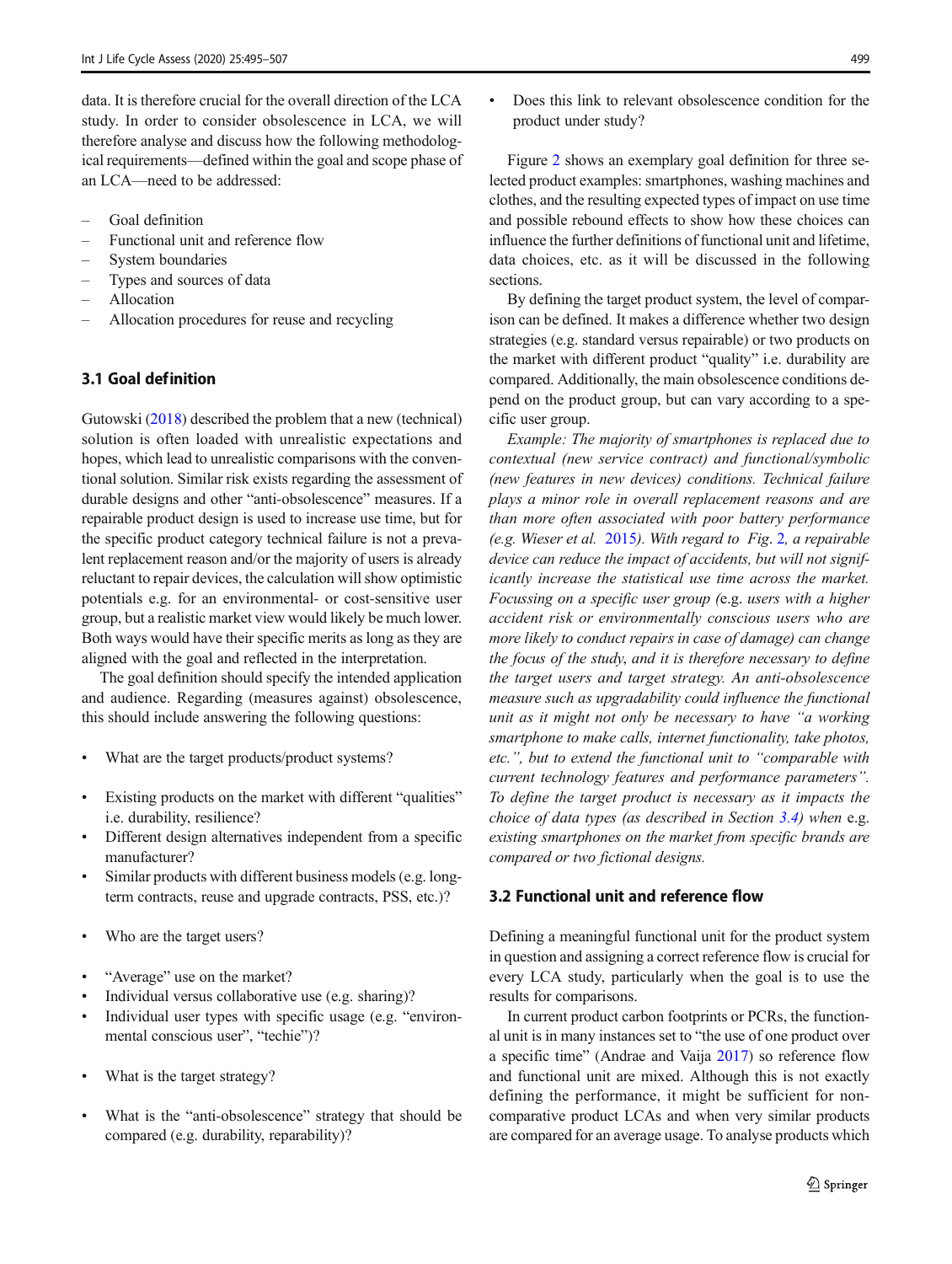data. It is therefore crucial for the overall direction of the LCA study. In order to consider obsolescence in LCA, we will therefore analyse and discuss how the following methodological requirements—defined within the goal and scope phase of an LCA—need to be addressed:

- Goal definition
- Functional unit and reference flow
- System boundaries
- Types and sources of data
- Allocation
- Allocation procedures for reuse and recycling

### 3.1 Goal definition

Gutowski (2018) described the problem that a new (technical) solution is often loaded with unrealistic expectations and hopes, which lead to unrealistic comparisons with the conventional solution. Similar risk exists regarding the assessment of durable designs and other "anti-obsolescence" measures. If a repairable product design is used to increase use time, but for the specific product category technical failure is not a prevalent replacement reason and/or the majority of users is already reluctant to repair devices, the calculation will show optimistic potentials e.g. for an environmental- or cost-sensitive user group, but a realistic market view would likely be much lower. Both ways would have their specific merits as long as they are aligned with the goal and reflected in the interpretation.

The goal definition should specify the intended application and audience. Regarding (measures against) obsolescence, this should include answering the following questions:

- What are the target products/product systems?

- Existing products on the market with different "qualities" i.e. durability, resilience?
- Different design alternatives independent from a specific manufacturer?
- Similar products with different business models (e.g. long-term contracts, reuse and upgrade contracts, PSS, etc.)?

- Who are the target users?

- "Average" use on the market?
- Individual versus collaborative use (e.g. sharing)?
- Individual user types with specific usage (e.g. "environmental conscious user", "techie")?

- What is the target strategy?

- What is the "anti-obsolescence" strategy that should be compared (e.g. durability, reparability)?
- Does this link to relevant obsolescence condition for the product under study?

Figure 2 shows an exemplary goal definition for three selected product examples: smartphones, washing machines and clothes, and the resulting expected types of impact on use time and possible rebound effects to show how these choices can influence the further definitions of functional unit and lifetime, data choices, etc. as it will be discussed in the following sections.

By defining the target product system, the level of comparison can be defined. It makes a difference whether two design strategies (e.g. standard versus repairable) or two products on the market with different product "quality" i.e. durability are compared. Additionally, the main obsolescence conditions depend on the product group, but can vary according to a specific user group.

*Example: The majority of smartphones is replaced due to contextual (new service contract) and functional/symbolic (new features in new devices) conditions. Technical failure plays a minor role in overall replacement reasons and are than more often associated with poor battery performance (e.g. Wieser et al. 2015). With regard to Fig. 2, a repairable device can reduce the impact of accidents, but will not significantly increase the statistical use time across the market. Focussing on a specific user group (*e.g. *users with a higher accident risk or environmentally conscious users who are more likely to conduct repairs in case of damage) can change the focus of the study, and it is therefore necessary to define the target users and target strategy. An anti-obsolescence measure such as upgradability could influence the functional unit as it might not only be necessary to have "a working smartphone to make calls, internet functionality, take photos, etc.", but to extend the functional to "comparable with current technology features and performance parameters". To define the target product is necessary as it impacts the choice of data types (as described in Section 3.4) when e.g. existing smartphones on the market from specific brands are compared or two fictional designs.*

### 3.2 Functional unit and reference flow

Defining a meaningful functional unit for the product system in question and assigning a correct reference flow is crucial for every LCA study, particularly when the goal is to use the results for comparisons.

In current product carbon footprints or PCRs, the functional unit is in many instances set to "the use of one product over a specific time" (Andrae and Vaija 2017) so reference flow and functional unit are mixed. Although this is not exactly defining the performance, it might be sufficient for non-comparative product LCAs and when very similar products are compared for an average usage. To analyse products which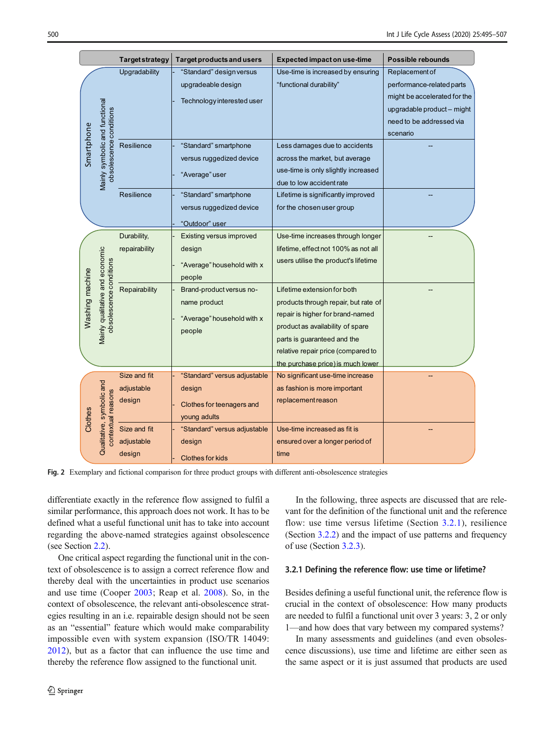| | Target strategy | Target products and users | Expected impact on use-time | Possible rebounds |
|---|---|---|---|---|
| Smartphone – Mainly symbolic and functional obsolescence conditions | Upgradability | - "Standard" design versus upgradeable design<br>- Technology interested user | Use-time is increased by ensuring "functional durability" | Replacement of performance-related parts might be accelerated for the upgradable product – might need to be addressed via scenario |
| | Resilience | - "Standard" smartphone versus ruggedized device<br>- "Average" user | Less damages due to accidents across the market, but average use-time is only slightly increased due to low accident rate | -- |
| | Resilience | - "Standard" smartphone versus ruggedized device<br>- "Outdoor" user | Lifetime is significantly improved for the chosen user group | -- |
| Washing machine – Mainly qualitative and economic obsolescence conditions | Durability, repairability | - Existing versus improved design<br>- "Average" household with x people | Use-time increases through longer lifetime, effect not 100% as not all users utilise the product's lifetime | -- |
| | Repairability | - Brand-product versus no-name product<br>- "Average" household with x people | Lifetime extension for both products through repair, but rate of repair is higher for brand-named product as availability of spare parts is guaranteed and the relative repair price (compared to the purchase price) is much lower | -- |
| Clothes – Qualitative, symbolic and contextual reasons | Size and fit adjustable design | - "Standard" versus adjustable design<br>- Clothes for teenagers and young adults | No significant use-time increase as fashion is more important replacement reason | -- |
| | Size and fit adjustable design | - "Standard" versus adjustable design<br>- Clothes for kids | Use-time increased as fit is ensured over a longer period of time | -- |

**Fig. 2** Exemplary and fictional comparison for three product groups with different anti-obsolescence strategies

differentiate exactly in the reference flow assigned to fulfil a similar performance, this approach does not work. It has to be defined what a useful functional unit has to take into account regarding the above-named strategies against obsolescence (see Section 2.2).

One critical aspect regarding the functional unit in the context of obsolescence is to assign a correct reference flow and thereby deal with the uncertainties in product use scenarios and use time (Cooper 2003; Reap et al. 2008). So, in the context of obsolescence, the relevant anti-obsolescence strategies resulting in an i.e. repairable design should not be seen as an "essential" feature which would make comparability impossible even with system expansion (ISO/TR 14049: 2012), but as a factor that can influence the use time and thereby the reference flow assigned to the functional unit.

In the following, three aspects are discussed that are relevant for the definition of the functional unit and the reference flow: use time versus lifetime (Section 3.2.1), resilience (Section 3.2.2) and the impact of use patterns and frequency of use (Section 3.2.3).

### 3.2.1 Defining the reference flow: use time or lifetime?

Besides defining a useful functional unit, the reference flow is crucial in the context of obsolescence: How many products are needed to fulfil a functional unit over 3 years: 3, 2 or only 1—and how does that vary between my compared systems?

In many assessments and guidelines (and even obsolescence discussions), use time and lifetime are either seen as the same aspect or it is just assumed that products are used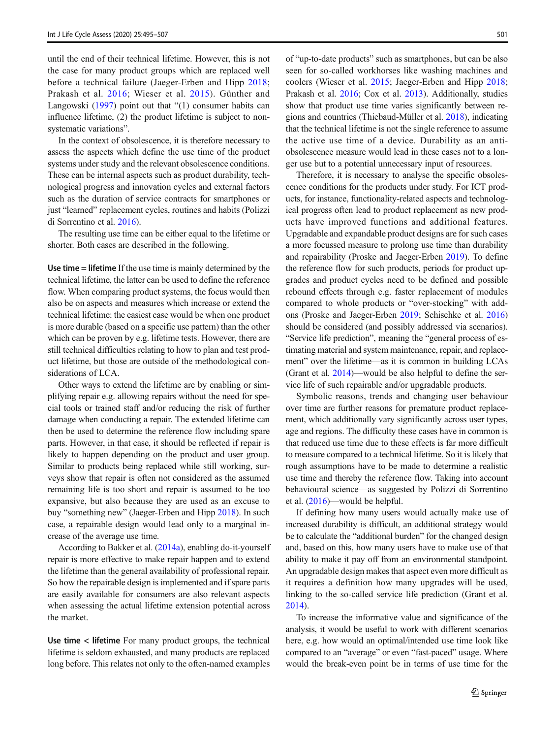until the end of their technical lifetime. However, this is not the case for many product groups which are replaced well before a technical failure (Jaeger-Erben and Hipp 2018; Prakash et al. 2016; Wieser et al. 2015). Günther and Langowski (1997) point out that "(1) consumer habits can influence lifetime, (2) the product lifetime is subject to non-systematic variations".

In the context of obsolescence, it is therefore necessary to assess the aspects which define the use time of the product systems under study and the relevant obsolescence conditions. These can be internal aspects such as product durability, technological progress and innovation cycles and external factors such as the duration of service contracts for smartphones or just "learned" replacement cycles, routines and habits (Polizzi di Sorrentino et al. 2016).

The resulting use time can be either equal to the lifetime or shorter. Both cases are described in the following.

**Use time = lifetime** If the use time is mainly determined by the technical lifetime, the latter can be used to define the reference flow. When comparing product systems, the focus would then also be on aspects and measures which increase or extend the technical lifetime: the easiest case would be when one product is more durable (based on a specific use pattern) than the other which can be proven by e.g. lifetime tests. However, there are still technical difficulties relating to how to plan and test product lifetime, but those are outside of the methodological considerations of LCA.

Other ways to extend the lifetime are by enabling or simplifying repair e.g. allowing repairs without the need for special tools or trained staff and/or reducing the risk of further damage when conducting a repair. The extended lifetime can then be used to determine the reference flow including spare parts. However, in that case, it should be reflected if repair is likely to happen depending on the product and user group. Similar to products being replaced while still working, surveys show that repair is often not considered as the assumed remaining life is too short and repair is assumed to be too expansive, but also because they are used as an excuse to buy "something new" (Jaeger-Erben and Hipp 2018). In such case, a repairable design would lead only to a marginal increase of the average use time.

According to Bakker et al. (2014a), enabling do-it-yourself repair is more effective to make repair happen and to extend the lifetime than the general availability of professional repair. So how the repairable design is implemented and if spare parts are easily available for consumers are also relevant aspects when assessing the actual lifetime extension potential across the market.

**Use time < lifetime** For many product groups, the technical lifetime is seldom exhausted, and many products are replaced long before. This relates not only to the often-named examples of "up-to-date products" such as smartphones, but can be also seen for so-called workhorses like washing machines and coolers (Wieser et al. 2015; Jaeger-Erben and Hipp 2018; Prakash et al. 2016; Cox et al. 2013). Additionally, studies show that product use time varies significantly between regions and countries (Thiebaud-Müller et al. 2018), indicating that the technical lifetime is not the single reference to assume the active use time of a device. Durability as an anti-obsolescence measure would lead in these cases not to a longer use but to a potential unnecessary input of resources.

Therefore, it is necessary to analyse the specific obsolescence conditions for the products under study. For ICT products, for instance, functionality-related aspects and technological progress often lead to product replacement as new products have improved functions and additional features. Upgradable and expandable product designs are for such cases a more focussed measure to prolong use time than durability and repairability (Proske and Jaeger-Erben 2019). To define the reference flow for such products, periods for product upgrades and product cycles need to be defined and possible rebound effects through e.g. faster replacement of modules compared to whole products or "over-stocking" with add-ons (Proske and Jaeger-Erben 2019; Schischke et al. 2016) should be considered (and possibly addressed via scenarios). "Service life prediction", meaning the "general process of estimating material and system maintenance, repair, and replacement" over the lifetime—as it is common in building LCAs (Grant et al. 2014)—would be also helpful to define the service life of such repairable and/or upgradable products.

Symbolic reasons, trends and changing user behaviour over time are further reasons for premature product replacement, which additionally vary significantly across user types, age and regions. The difficulty these cases have in common is that reduced use time due to these effects is far more difficult to measure compared to a technical lifetime. So it is likely that rough assumptions have to be made to determine a realistic use time and thereby the reference flow. Taking into account behavioural science—as suggested by Polizzi di Sorrentino et al. (2016)—would be helpful.

If defining how many users would actually make use of increased durability is difficult, an additional strategy would be to calculate the "additional burden" for the changed design and, based on this, how many users have to make use of that ability to make it pay off from an environmental standpoint. An upgradable design makes that aspect even more difficult as it requires a definition how many upgrades will be used, linking to the so-called service life prediction (Grant et al. 2014).

To increase the informative value and significance of the analysis, it would be useful to work with different scenarios here, e.g. how would an optimal/intended use time look like compared to an "average" or even "fast-paced" usage. Where would the break-even point be in terms of use time for the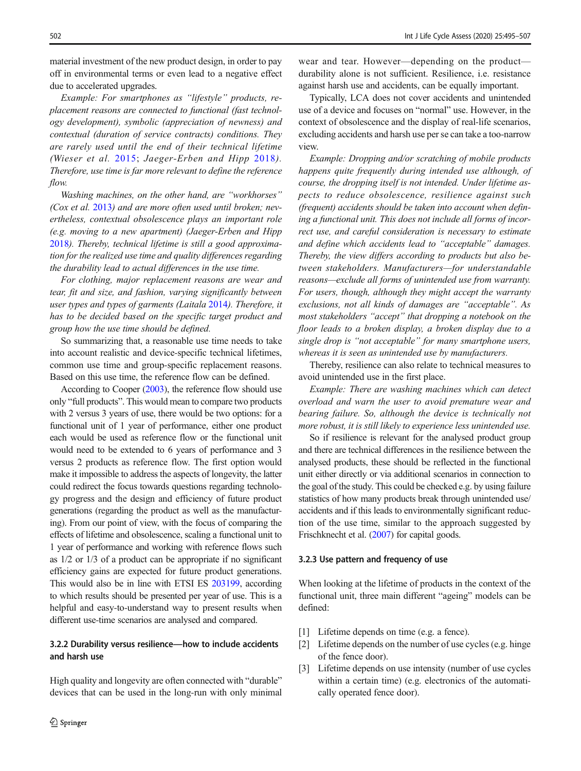material investment of the new product design, in order to pay off in environmental terms or even lead to a negative effect due to accelerated upgrades.

*Example: For smartphones as "lifestyle" products, replacement reasons are connected to functional (fast technology development), symbolic (appreciation of newness) and contextual (duration of service contracts) conditions. They are rarely used until the end of their technical lifetime (Wieser et al. 2015; Jaeger-Erben and Hipp 2018). Therefore, use time is far more relevant to define the reference flow.*

*Washing machines, on the other hand, are "workhorses" (Cox et al. 2013) and are more often used until broken; nevertheless, contextual obsolescence plays an important role (e.g. moving to a new apartment) (Jaeger-Erben and Hipp 2018). Thereby, technical lifetime is still a good approximation for the realized use time and quality differences regarding the durability lead to actual differences in the use time.*

*For clothing, major replacement reasons are wear and tear, fit and size, and fashion, varying significantly between user types and types of garments (Laitala 2014). Therefore, it has to be decided based on the specific target product and group how the use time should be defined.*

So summarizing that, a reasonable use time needs to take into account realistic and device-specific technical lifetimes, common use time and group-specific replacement reasons. Based on this use time, the reference flow can be defined.

According to Cooper (2003), the reference flow should use only "full products". This would mean to compare two products with 2 versus 3 years of use, there would be two options: for a functional unit of 1 year of performance, either one product each would be used as reference flow or the functional unit would need to be extended to 6 years of performance and 3 versus 2 products as reference flow. The first option would make it impossible to address the aspects of longevity, the latter could redirect the focus towards questions regarding technology progress and the design and efficiency of future product generations (regarding the product as well as the manufacturing). From our point of view, with the focus of comparing the effects of lifetime and obsolescence, scaling a functional unit to 1 year of performance and working with reference flows such as 1/2 or 1/3 of a product can be appropriate if no significant efficiency gains are expected for future product generations. This would also be in line with ETSI ES 203199, according to which results should be presented per year of use. This is a helpful and easy-to-understand way to present results when different use-time scenarios are analysed and compared.

### 3.2.2 Durability versus resilience—how to include accidents and harsh use

High quality and longevity are often connected with "durable" devices that can be used in the long-run with only minimal wear and tear. However—depending on the product—durability alone is not sufficient. Resilience, i.e. resistance against harsh use and accidents, can be equally important.

Typically, LCA does not cover accidents and unintended use of a device and focuses on "normal" use. However, in the context of obsolescence and the display of real-life scenarios, excluding accidents and harsh use per se can take a too-narrow view.

*Example: Dropping and/or scratching of mobile products happens quite frequently during intended use although, of course, the dropping itself is not intended. Under lifetime aspects to reduce obsolescence, resilience against such (frequent) accidents should be taken into account when defining a functional unit. This does not include all forms of incorrect use, and careful consideration is necessary to estimate and define which accidents lead to "acceptable" damages. Thereby, the view differs according to products but also between stakeholders. Manufacturers—for understandable reasons—exclude all forms of unintended use from warranty. For users, though, although they might accept the warranty exclusions, not all kinds of damages are "acceptable". As most stakeholders "accept" that dropping a notebook on the floor leads to a broken display, a broken display due to a single drop is "not acceptable" for many smartphone users, whereas it is seen as unintended use by manufacturers.*

Thereby, resilience can also relate to technical measures to avoid unintended use in the first place.

*Example: There are washing machines which can detect overload and warn the user to avoid premature wear and bearing failure. So, although the device is technically not more robust, it is still likely to experience less unintended use.*

So if resilience is relevant for the analysed product group and there are technical differences in the resilience between the analysed products, these should be reflected in the functional unit either directly or via additional scenarios in connection to the goal of the study. This could be checked e.g. by using failure statistics of how many products break through unintended use/accidents and if this leads to environmentally significant reduction of the use time, similar to the approach suggested by Frischknecht et al. (2007) for capital goods.

### 3.2.3 Use pattern and frequency of use

When looking at the lifetime of products in the context of the functional unit, three main different "ageing" models can be defined:

[1] Lifetime depends on time (e.g. a fence).
[2] Lifetime depends on the number of use cycles (e.g. hinge of the fence door).
[3] Lifetime depends on use intensity (number of use cycles within a certain time) (e.g. electronics of the automatically operated fence door).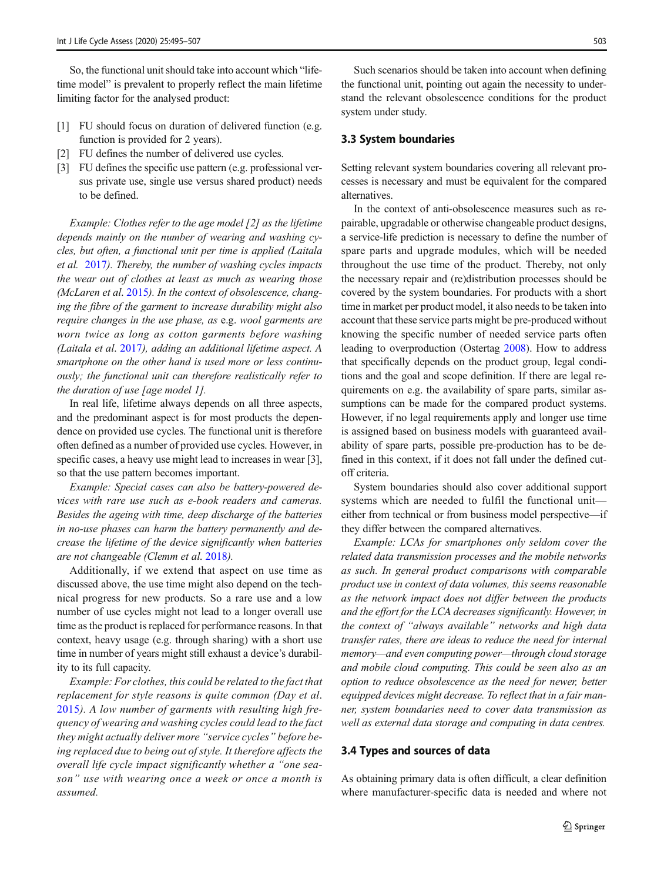So, the functional unit should take into account which "lifetime model" is prevalent to properly reflect the main lifetime limiting factor for the analysed product:

[1] FU should focus on duration of delivered function (e.g. function is provided for 2 years).
[2] FU defines the number of delivered use cycles.
[3] FU defines the specific use pattern (e.g. professional versus private use, single use versus shared product) needs to be defined.

*Example: Clothes refer to the age model [2] as the lifetime depends mainly on the number of wearing and washing cycles, but often, a functional unit per time is applied (Laitala et al. 2017). Thereby, the number of washing cycles impacts the wear out of clothes at least as much as wearing those (McLaren et al. 2015). In the context of obsolescence, changing the fibre of the garment to increase durability might also require changes in the use phase, as* e.g. *wool garments are worn twice as long as cotton garments before washing (Laitala et al. 2017), adding an additional lifetime aspect. A smartphone on the other hand is used more or less continuously; the functional unit can therefore realistically refer to the duration of use [age model 1].*

In real life, lifetime always depends on all three aspects, and the predominant aspect is for most products the dependence on provided use cycles. The functional unit is therefore often defined as a number of provided use cycles. However, in specific cases, a heavy use might lead to increases in wear [3], so that the use pattern becomes important.

*Example: Special cases can also be battery-powered devices with rare use such as e-book readers and cameras. Besides the ageing with time, deep discharge of the batteries in no-use phases can harm the battery permanently and decrease the lifetime of the device significantly when batteries are not changeable (Clemm et al. 2018).*

Additionally, if we extend that aspect on use time as discussed above, the use time might also depend on the technical progress for new products. So a rare use and a low number of use cycles might not lead to a longer overall use time as the product is replaced for performance reasons. In that context, heavy usage (e.g. through sharing) with a short use time in number of years might still exhaust a device's durability to its full capacity.

*Example: For clothes, this could be related to the fact that replacement for style reasons is quite common (Day et al. 2015). A low number of garments with resulting high frequency of wearing and washing cycles could lead to the fact they might actually deliver more "service cycles" before being replaced due to being out of style. It therefore affects the overall life cycle impact significantly whether a "one season" use with wearing once a week or once a month is assumed.*

Such scenarios should be taken into account when defining the functional unit, pointing out again the necessity to understand the relevant obsolescence conditions for the product system under study.

### 3.3 System boundaries

Setting relevant system boundaries covering all relevant processes is necessary and must be equivalent for the compared alternatives.

In the context of anti-obsolescence measures such as repairable, upgradable or otherwise changeable product designs, a service-life prediction is necessary to define the number of spare parts and upgrade modules, which will be needed throughout the use time of the product. Thereby, not only the necessary repair and (re)distribution processes should be covered by the system boundaries. For products with a short time in market per product model, it also needs to be taken into account that these service parts might be pre-produced without knowing the specific number of needed service parts often leading to overproduction (Ostertag 2008). How to address that specifically depends on the product group, legal conditions and the goal and scope definition. If there are legal requirements on e.g. the availability of spare parts, similar assumptions can be made for the compared product systems. However, if no legal requirements apply and longer use time is assigned based on business models with guaranteed availability of spare parts, possible pre-production has to be defined in this context, if it does not fall under the defined cut-off criteria.

System boundaries should also cover additional support systems which are needed to fulfil the functional unit—either from technical or from business model perspective—if they differ between the compared alternatives.

*Example: LCAs for smartphones only seldom cover the related data transmission processes and the mobile networks as such. In general product comparisons with comparable product use in context of data volumes, this seems reasonable as the network impact does not differ between the products and the effort for the LCA decreases significantly. However, in the context of "always available" networks and high data transfer rates, there are ideas to reduce the need for internal memory—and even computing power—through cloud storage and mobile cloud computing. This could be seen also as an option to reduce obsolescence as the need for newer, better equipped devices might decrease. To reflect that in a fair manner, system boundaries need to cover data transmission as well as external data storage and computing in data centres.*

### 3.4 Types and sources of data

As obtaining primary data is often difficult, a clear definition where manufacturer-specific data is needed and where not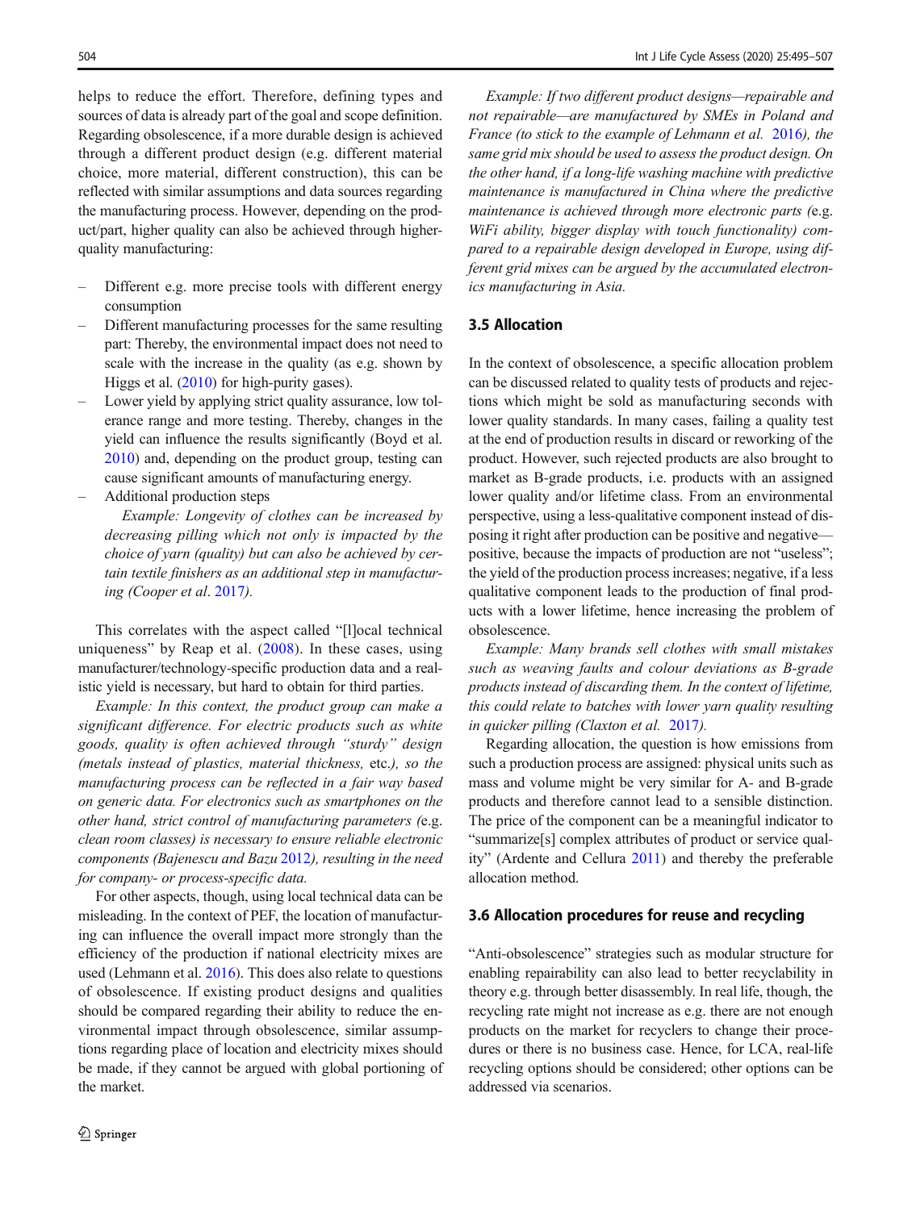helps to reduce the effort. Therefore, defining types and sources of data is already part of the goal and scope definition. Regarding obsolescence, if a more durable design is achieved through a different product design (e.g. different material choice, more material, different construction), this can be reflected with similar assumptions and data sources regarding the manufacturing process. However, depending on the product/part, higher quality can also be achieved through higher-quality manufacturing:

- Different e.g. more precise tools with different energy consumption
- Different manufacturing processes for the same resulting part: Thereby, the environmental impact does not need to scale with the increase in the quality (as e.g. shown by Higgs et al. (2010) for high-purity gases).
- Lower yield by applying strict quality assurance, low tolerance range and more testing. Thereby, changes in the yield can influence the results significantly (Boyd et al. 2010) and, depending on the product group, testing can cause significant amounts of manufacturing energy.
- Additional production steps

  *Example: Longevity of clothes can be increased by decreasing pilling which not only is impacted by the choice of yarn (quality) but can also be achieved by certain textile finishers as an additional step in manufacturing (Cooper et al. 2017).*

This correlates with the aspect called "[l]ocal technical uniqueness" by Reap et al. (2008). In these cases, using manufacturer/technology-specific production data and a realistic yield is necessary, but hard to obtain for third parties.

*Example: In this context, the product group can make a significant difference. For electric products such as white goods, quality is often achieved through "sturdy" design (metals instead of plastics, material thickness, etc.), so the manufacturing process can be reflected in a fair way based on generic data. For electronics such as smartphones on the other hand, strict control of manufacturing parameters (e.g. clean room classes) is necessary to ensure reliable electronic components (Bajenescu and Bazu 2012), resulting in the need for company- or process-specific data.*

For other aspects, though, using local technical data can be misleading. In the context of PEF, the location of manufacturing can influence the overall impact more strongly than the efficiency of the production if national electricity mixes are used (Lehmann et al. 2016). This does also relate to questions of obsolescence. If existing product designs and qualities should be compared regarding their ability to reduce the environmental impact through obsolescence, similar assumptions regarding place of location and electricity mixes should be made, if they cannot be argued with global portioning of the market.

*Example: If two different product designs—repairable and not repairable—are manufactured by SMEs in Poland and France (to stick to the example of Lehmann et al. 2016), the same grid mix should be used to assess the product design. On the other hand, if a long-life washing machine with predictive maintenance is manufactured in China where the predictive maintenance is achieved through more electronic parts (e.g. WiFi ability, bigger display with touch functionality) compared to a repairable design developed in Europe, using different grid mixes can be argued by the accumulated electronics manufacturing in Asia.*

### 3.5 Allocation

In the context of obsolescence, a specific allocation problem can be discussed related to quality tests of products and rejections which might be sold as manufacturing seconds with lower quality standards. In many cases, failing a quality test at the end of production results in discard or reworking of the product. However, such rejected products are also brought to market as B-grade products, i.e. products with an assigned lower quality and/or lifetime class. From an environmental perspective, using a less-qualitative component instead of disposing it right after production can be positive and negative—positive, because the impacts of production are not "useless"; the yield of the production process increases; negative, if a less qualitative component leads to the production of final products with a lower lifetime, hence increasing the problem of obsolescence.

*Example: Many brands sell clothes with small mistakes such as weaving faults and colour deviations as B-grade products instead of discarding them. In the context of lifetime, this could relate to batches with lower yarn quality resulting in quicker pilling (Claxton et al. 2017).*

Regarding allocation, the question is how emissions from such a production process are assigned: physical units such as mass and volume might be very similar for A- and B-grade products and therefore cannot lead to a sensible distinction. The price of the component can be a meaningful indicator to "summarize[s] complex attributes of product or service quality" (Ardente and Cellura 2011) and thereby the preferable allocation method.

### 3.6 Allocation procedures for reuse and recycling

"Anti-obsolescence" strategies such as modular structure for enabling repairability can also lead to better recyclability in theory e.g. through better disassembly. In real life, though, the recycling rate might not increase as e.g. there are not enough products on the market for recyclers to change their procedures or there is no business case. Hence, for LCA, real-life recycling options should be considered; other options can be addressed via scenarios.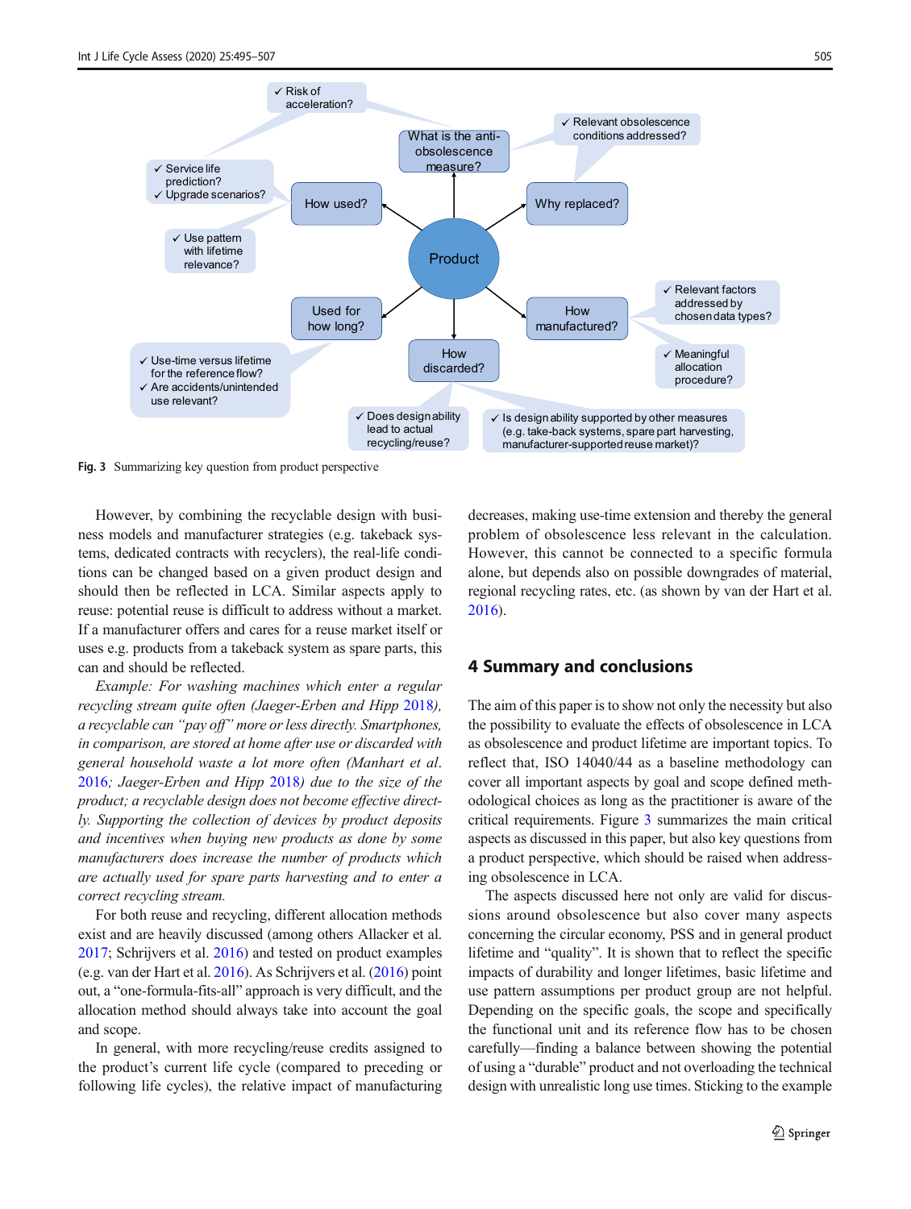✓ Risk of acceleration?

What is the anti-obsolescence measure?

✓ Relevant obsolescence conditions addressed?

✓ Service life prediction?
✓ Upgrade scenarios?

How used?

Why replaced?

✓ Use pattern with lifetime relevance?

Product

✓ Relevant factors addressed by chosen data types?

Used for how long?

How manufactured?

How discarded?

✓ Meaningful allocation procedure?

✓ Use-time versus lifetime for the reference flow?
✓ Are accidents/unintended use relevant?

✓ Does design ability lead to actual recycling/reuse?

✓ Is design ability supported by other measures (e.g. take-back systems, spare part harvesting, manufacturer-supported reuse market)?

**Fig. 3** Summarizing key question from product perspective

However, by combining the recyclable design with business models and manufacturer strategies (e.g. takeback systems, dedicated contracts with recyclers), the real-life conditions can be changed based on a given product design and should then be reflected in LCA. Similar aspects apply to reuse: potential reuse is difficult to address without a market. If a manufacturer offers and cares for a reuse market itself or uses e.g. products from a takeback system as spare parts, this can and should be reflected.

*Example: For washing machines which enter a regular recycling stream quite often (Jaeger-Erben and Hipp 2018), a recyclable can "pay off" more or less directly. Smartphones, in comparison, are stored at home after use or discarded with general household waste a lot more often (Manhart et al. 2016; Jaeger-Erben and Hipp 2018) due to the size of the product; a recyclable design does not become effective directly. Supporting the collection of devices by product deposits and incentives when buying new products as done by some manufacturers does increase the number of products which are actually used for spare parts harvesting and to enter a correct recycling stream.*

For both reuse and recycling, different allocation methods exist and are heavily discussed (among others Allacker et al. 2017; Schrijvers et al. 2016) and tested on product examples (e.g. van der Hart et al. 2016). As Schrijvers et al. (2016) point out, a "one-formula-fits-all" approach is very difficult, and the allocation method should always take into account the goal and scope.

In general, with more recycling/reuse credits assigned to the product's current life cycle (compared to preceding or following life cycles), the relative impact of manufacturing decreases, making use-time extension and thereby the general problem of obsolescence less relevant in the calculation. However, this cannot be connected to a specific formula alone, but depends also on possible downgrades of material, regional recycling rates, etc. (as shown by van der Hart et al. 2016).

## 4 Summary and conclusions

The aim of this paper is to show not only the necessity but also the possibility to evaluate the effects of obsolescence in LCA as obsolescence and product lifetime are important topics. To reflect that, ISO 14040/44 as a baseline methodology can cover all important aspects by goal and scope defined methodological choices as long as the practitioner is aware of the critical requirements. Figure 3 summarizes the main critical aspects as discussed in this paper, but also key questions from a product perspective, which should be raised when addressing obsolescence in LCA.

The aspects discussed here not only are valid for discussions around obsolescence but also cover many aspects concerning the circular economy, PSS and in general product lifetime and "quality". It is shown that to reflect the specific impacts of durability and longer lifetimes, basic lifetime and use pattern assumptions per product group are not helpful. Depending on the specific goals, the scope and specifically the functional unit and its reference flow has to be chosen carefully—finding a balance between showing the potential of using a "durable" product and not overloading the technical design with unrealistic long use times. Sticking to the example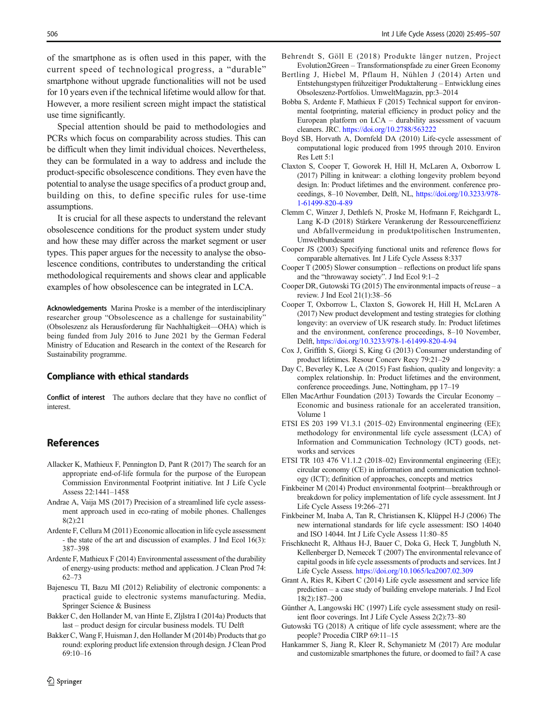of the smartphone as is often used in this paper, with the current speed of technological progress, a "durable" smartphone without upgrade functionalities will not be used for 10 years even if the technical lifetime would allow for that. However, a more resilient screen might impact the statistical use time significantly.

Special attention should be paid to methodologies and PCRs which focus on comparability across studies. This can be difficult when they limit individual choices. Nevertheless, they can be formulated in a way to address and include the product-specific obsolescence conditions. They even have the potential to analyse the usage specifics of a product group and, building on this, to define specific rules for use-time assumptions.

It is crucial for all these aspects to understand the relevant obsolescence conditions for the product system under study and how these may differ across the market segment or user types. This paper argues for the necessity to analyse the obsolescence conditions, contributes to understanding the critical methodological requirements and shows clear and applicable examples of how obsolescence can be integrated in LCA.

**Acknowledgements** Marina Proske is a member of the interdisciplinary researcher group "Obsolescence as a challenge for sustainability" (Obsoleszenz als Herausforderung für Nachhaltigkeit—OHA) which is being funded from July 2016 to June 2021 by the German Federal Ministry of Education and Research in the context of the Research for Sustainability programme.

## Compliance with ethical standards

**Conflict of interest** The authors declare that they have no conflict of interest.

## References

Allacker K, Mathieux F, Pennington D, Pant R (2017) The search for an appropriate end-of-life formula for the purpose of the European Commission Environmental Footprint initiative. Int J Life Cycle Assess 22:1441–1458

Andrae A, Vaija MS (2017) Precision of a streamlined life cycle assessment approach used in eco-rating of mobile phones. Challenges 8(2):21

Ardente F, Cellura M (2011) Economic allocation in life cycle assessment - the state of the art and discussion of examples. J Ind Ecol 16(3): 387–398

Ardente F, Mathieux F (2014) Environmental assessment of the durability of energy-using products: method and application. J Clean Prod 74: 62–73

Bajenescu TI, Bazu MI (2012) Reliability of electronic components: a practical guide to electronic systems manufacturing. Media, Springer Science & Business

Bakker C, den Hollander M, van Hinte E, Zljlstra I (2014a) Products that last – product design for circular business models. TU Delft

Bakker C, Wang F, Huisman J, den Hollander M (2014b) Products that go round: exploring product life extension through design. J Clean Prod 69:10–16

Behrendt S, Göll E (2018) Produkte länger nutzen, Project Evolution2Green – Transformationspfade zu einer Green Economy

Bertling J, Hiebel M, Pflaum H, Nühlen J (2014) Arten und Entstehungstypen frühzeitiger Produktalterung – Entwicklung eines Obsoleszenz-Portfolios. UmweltMagazin, pp:3–2014

Bobba S, Ardente F, Mathieux F (2015) Technical support for environmental footprinting, material efficiency in product policy and the European platform on LCA – durability assessment of vacuum cleaners. JRC. https://doi.org/10.2788/563222

Boyd SB, Horvath A, Dornfeld DA (2010) Life-cycle assessment of computational logic produced from 1995 through 2010. Environ Res Lett 5:1

Claxton S, Cooper T, Goworek H, Hill H, McLaren A, Oxborrow L (2017) Pilling in knitwear: a clothing longevity problem beyond design. In: Product lifetimes and the environment. conference proceedings, 8–10 November, Delft, NL, https://doi.org/10.3233/978-1-61499-820-4-89

Clemm C, Winzer J, Dethlefs N, Proske M, Hofmann F, Reichgardt L, Lang K-D (2018) Stärkere Verankerung der Ressourceneffizienz und Abfallvermeidung in produktpolitischen Instrumenten, Umweltbundesamt

Cooper JS (2003) Specifying functional units and reference flows for comparable alternatives. Int J Life Cycle Assess 8:337

Cooper T (2005) Slower consumption – reflections on product life spans and the "throwaway society". J Ind Ecol 9:1–2

Cooper DR, Gutowski TG (2015) The environmental impacts of reuse – a review. J Ind Ecol 21(1):38–56

Cooper T, Oxborrow L, Claxton S, Goworek H, Hill H, McLaren A (2017) New product development and testing strategies for clothing longevity: an overview of UK research study. In: Product lifetimes and the environment, conference proceedings, 8–10 November, Delft, https://doi.org/10.3233/978-1-61499-820-4-94

Cox J, Griffith S, Giorgi S, King G (2013) Consumer understanding of product lifetimes. Resour Concerv Recy 79:21–29

Day C, Beverley K, Lee A (2015) Fast fashion, quality and longevity: a complex relationship. In: Product lifetimes and the environment, conference proceedings. June, Nottingham, pp 17–19

Ellen MacArthur Foundation (2013) Towards the Circular Economy – Economic and business rationale for an accelerated transition, Volume 1

ETSI ES 203 199 V1.3.1 (2015–02) Environmental engineering (EE); methodology for environmental life cycle assessment (LCA) of Information and Communication Technology (ICT) goods, networks and services

ETSI TR 103 476 V1.1.2 (2018–02) Environmental engineering (EE); circular economy (CE) in information and communication technology (ICT); definition of approaches, concepts and metrics

Finkbeiner M (2014) Product environmental footprint—breakthrough or breakdown for policy implementation of life cycle assessment. Int J Life Cycle Assess 19:266–271

Finkbeiner M, Inaba A, Tan R, Christiansen K, Klüppel H-J (2006) The new international standards for life cycle assessment: ISO 14040 and ISO 14044. Int J Life Cycle Assess 11:80–85

Frischknecht R, Althaus H-J, Bauer C, Doka G, Heck T, Jungbluth N, Kellenberger D, Nemecek T (2007) The environmental relevance of capital goods in life cycle assessments of products and services. Int J Life Cycle Assess. https://doi.org/10.1065/lca2007.02.309

Grant A, Ries R, Kibert C (2014) Life cycle assessment and service life prediction – a case study of building envelope materials. J Ind Ecol 18(2):187–200

Günther A, Langowski HC (1997) Life cycle assessment study on resilient floor coverings. Int J Life Cycle Assess 2(2):73–80

Gutowski TG (2018) A critique of life cycle assessment; where are the people? Procedia CIRP 69:11–15

Hankammer S, Jiang R, Kleer R, Schymanietz M (2017) Are modular and customizable smartphones the future, or doomed to fail? A case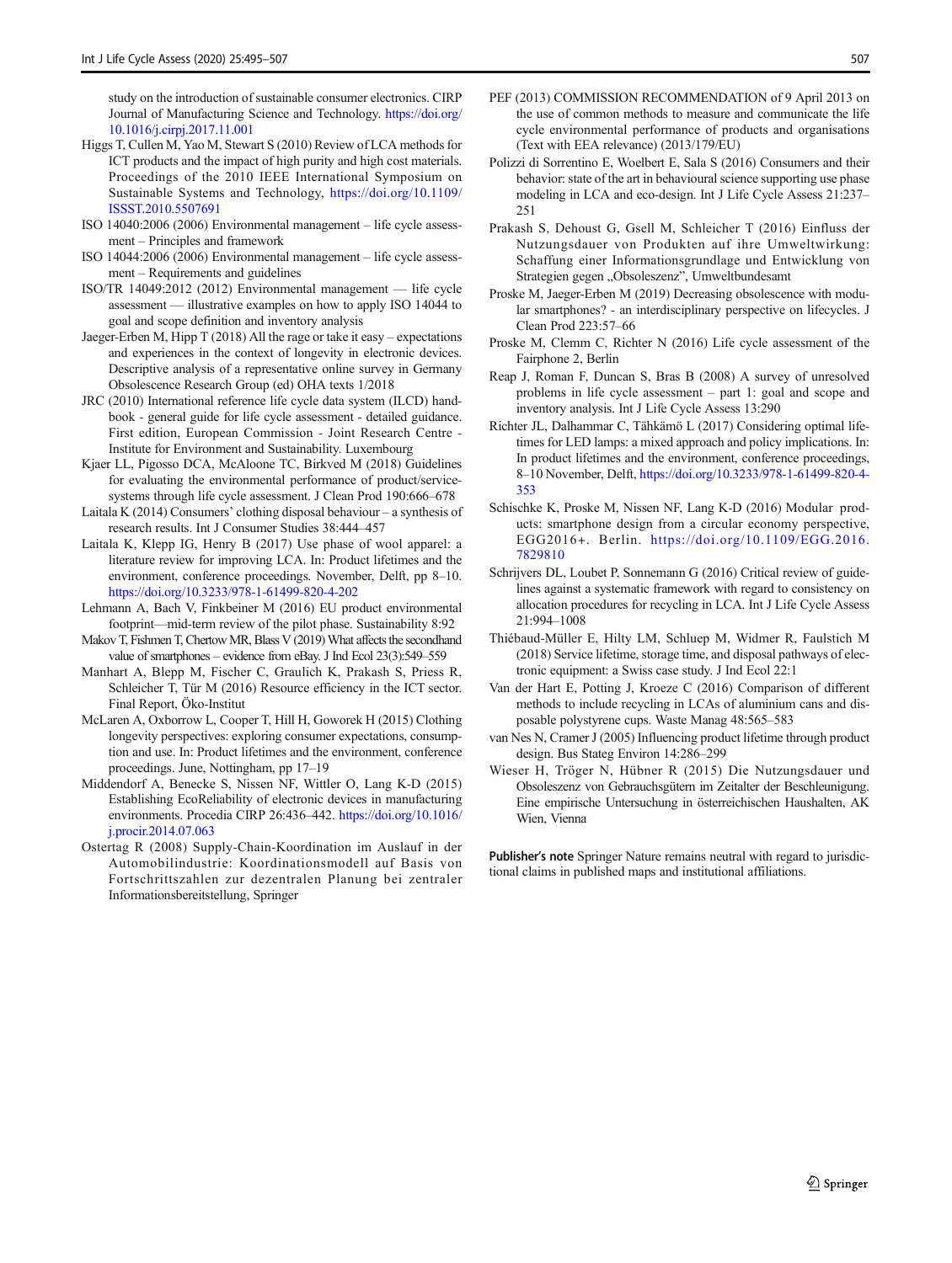study on the introduction of sustainable consumer electronics. CIRP Journal of Manufacturing Science and Technology. https://doi.org/10.1016/j.cirpj.2017.11.001

Higgs T, Cullen M, Yao M, Stewart S (2010) Review of LCA methods for ICT products and the impact of high purity and high cost materials. Proceedings of the 2010 IEEE International Symposium on Sustainable Systems and Technology, https://doi.org/10.1109/ISSST.2010.5507691

ISO 14040:2006 (2006) Environmental management – life cycle assessment – Principles and framework

ISO 14044:2006 (2006) Environmental management – life cycle assessment – Requirements and guidelines

ISO/TR 14049:2012 (2012) Environmental management — life cycle assessment — illustrative examples on how to apply ISO 14044 to goal and scope definition and inventory analysis

Jaeger-Erben M, Hipp T (2018) All the rage or take it easy – expectations and experiences in the context of longevity in electronic devices. Descriptive analysis of a representative online survey in Germany Obsolescence Research Group (ed) OHA texts 1/2018

JRC (2010) International reference life cycle data system (ILCD) handbook - general guide for life cycle assessment - detailed guidance. First edition, European Commission - Joint Research Centre - Institute for Environment and Sustainability. Luxembourg

Kjaer LL, Pigosso DCA, McAloone TC, Birkved M (2018) Guidelines for evaluating the environmental performance of product/service-systems through life cycle assessment. J Clean Prod 190:666–678

Laitala K (2014) Consumers' clothing disposal behaviour – a synthesis of research results. Int J Consumer Studies 38:444–457

Laitala K, Klepp IG, Henry B (2017) Use phase of wool apparel: a literature review for improving LCA. In: Product lifetimes and the environment, conference proceedings. November, Delft, pp 8–10. https://doi.org/10.3233/978-1-61499-820-4-202

Lehmann A, Bach V, Finkbeiner M (2016) EU product environmental footprint—mid-term review of the pilot phase. Sustainability 8:92

Makov T, Fishmen T, Chertow MR, Blass V (2019) What affects the secondhand value of smartphones – evidence from eBay. J Ind Ecol 23(3):549–559

Manhart A, Blepp M, Fischer C, Graulich K, Prakash S, Priess R, Schleicher T, Tür M (2016) Resource efficiency in the ICT sector. Final Report, Öko-Institut

McLaren A, Oxborrow L, Cooper T, Hill H, Goworek H (2015) Clothing longevity perspectives: exploring consumer expectations, consumption and use. In: Product lifetimes and the environment, conference proceedings. June, Nottingham, pp 17–19

Middendorf A, Benecke S, Nissen NF, Wittler O, Lang K-D (2015) Establishing EcoReliability of electronic devices in manufacturing environments. Procedia CIRP 26:436–442. https://doi.org/10.1016/j.procir.2014.07.063

Ostertag R (2008) Supply-Chain-Koordination im Auslauf in der Automobilindustrie: Koordinationsmodell auf Basis von Fortschrittszahlen zur dezentralen Planung bei zentraler Informationsbereitstellung, Springer

PEF (2013) COMMISSION RECOMMENDATION of 9 April 2013 on the use of common methods to measure and communicate the life cycle environmental performance of products and organisations (Text with EEA relevance) (2013/179/EU)

Polizzi di Sorrentino E, Woelbert E, Sala S (2016) Consumers and their behavior: state of the art in behavioural science supporting use phase modeling in LCA and eco-design. Int J Life Cycle Assess 21:237–251

Prakash S, Dehoust G, Gsell M, Schleicher T (2016) Einfluss der Nutzungsdauer von Produkten auf ihre Umweltwirkung: Schaffung einer Informationsgrundlage und Entwicklung von Strategien gegen „Obsoleszenz", Umweltbundesamt

Proske M, Jaeger-Erben M (2019) Decreasing obsolescence with modular smartphones? - an interdisciplinary perspective on lifecycles. J Clean Prod 223:57–66

Proske M, Clemm C, Richter N (2016) Life cycle assessment of the Fairphone 2, Berlin

Reap J, Roman F, Duncan S, Bras B (2008) A survey of unresolved problems in life cycle assessment – part 1: goal and scope and inventory analysis. Int J Life Cycle Assess 13:290

Richter JL, Dalhammar C, Tähkämö L (2017) Considering optimal lifetimes for LED lamps: a mixed approach and policy implications. In: In product lifetimes and the environment, conference proceedings, 8–10 November, Delft, https://doi.org/10.3233/978-1-61499-820-4-353

Schischke K, Proske M, Nissen NF, Lang K-D (2016) Modular products: smartphone design from a circular economy perspective, EGG2016+. Berlin. https://doi.org/10.1109/EGG.2016.7829810

Schrijvers DL, Loubet P, Sonnemann G (2016) Critical review of guidelines against a systematic framework with regard to consistency on allocation procedures for recycling in LCA. Int J Life Cycle Assess 21:994–1008

Thiébaud-Müller E, Hilty LM, Schluep M, Widmer R, Faulstich M (2018) Service lifetime, storage time, and disposal pathways of electronic equipment: a Swiss case study. J Ind Ecol 22:1

Van der Hart E, Potting J, Kroeze C (2016) Comparison of different methods to include recycling in LCAs of aluminium cans and disposable polystyrene cups. Waste Manag 48:565–583

van Nes N, Cramer J (2005) Influencing product lifetime through product design. Bus Stateg Environ 14:286–299

Wieser H, Tröger N, Hübner R (2015) Die Nutzungsdauer und Obsoleszenz von Gebrauchsgütern im Zeitalter der Beschleunigung. Eine empirische Untersuchung in österreichischen Haushalten, AK Wien, Vienna

**Publisher's note** Springer Nature remains neutral with regard to jurisdictional claims in published maps and institutional affiliations.